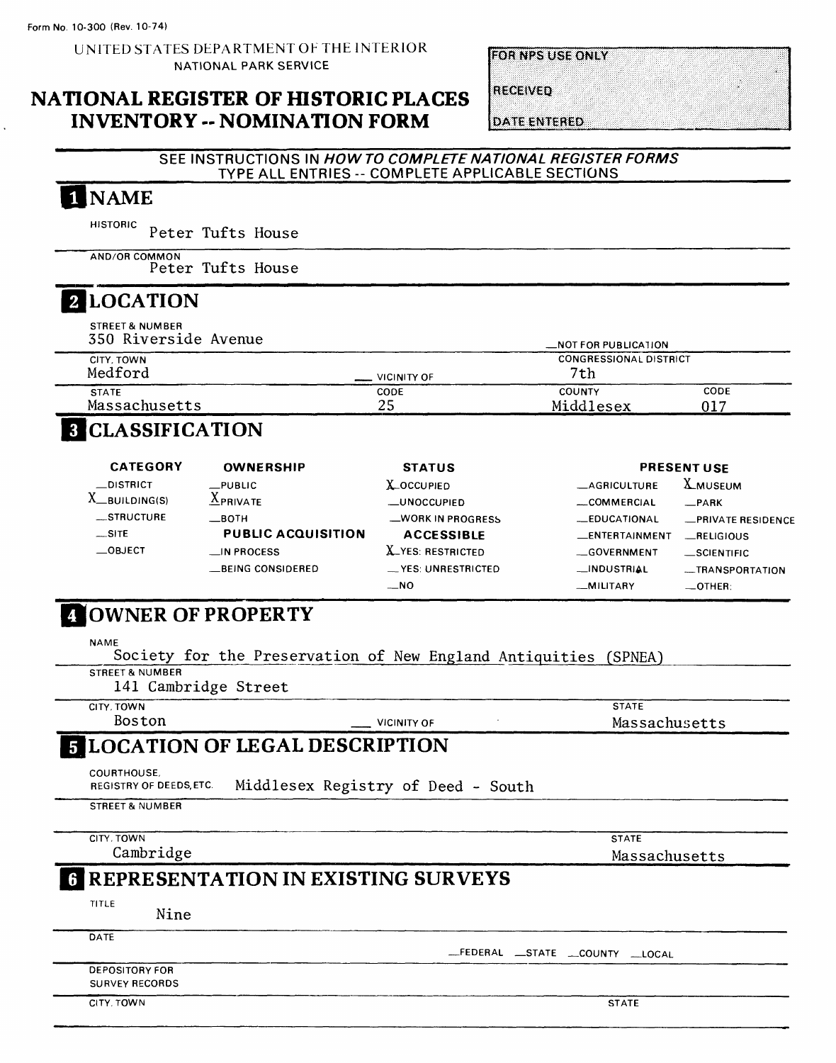Form No. 10-300 (Rev. 10-74)

UNITED STATES DEPARTMENT OF THE INTERIOR
NATIONAL PARK SERVICE

# NATIONAL REGISTER OF HISTORIC PLACES INVENTORY -- NOMINATION FORM

FOR NPS USE ONLY
RECEIVED
DATE ENTERED

SEE INSTRUCTIONS IN *HOW TO COMPLETE NATIONAL REGISTER FORMS*
TYPE ALL ENTRIES -- COMPLETE APPLICABLE SECTIONS

## 1 NAME

HISTORIC
Peter Tufts House

AND/OR COMMON
Peter Tufts House

## 2 LOCATION

STREET & NUMBER
350 Riverside Avenue

__NOT FOR PUBLICATION

CITY, TOWN
Medford

__ VICINITY OF

CONGRESSIONAL DISTRICT
7th

STATE
Massachusetts

CODE
25

COUNTY
Middlesex

CODE
017

## 3 CLASSIFICATION

| CATEGORY | OWNERSHIP | STATUS | PRESENT USE | |
|---|---|---|---|---|
| __DISTRICT | __PUBLIC | X OCCUPIED | __AGRICULTURE | X MUSEUM |
| X BUILDING(S) | X PRIVATE | __UNOCCUPIED | __COMMERCIAL | __PARK |
| __STRUCTURE | __BOTH | __WORK IN PROGRESS | __EDUCATIONAL | __PRIVATE RESIDENCE |
| __SITE | **PUBLIC ACQUISITION** | **ACCESSIBLE** | __ENTERTAINMENT | __RELIGIOUS |
| __OBJECT | __IN PROCESS | X YES: RESTRICTED | __GOVERNMENT | __SCIENTIFIC |
| | __BEING CONSIDERED | __YES: UNRESTRICTED | __INDUSTRIAL | __TRANSPORTATION |
| | | __NO | __MILITARY | __OTHER: |

## 4 OWNER OF PROPERTY

NAME
Society for the Preservation of New England Antiquities (SPNEA)

STREET & NUMBER
141 Cambridge Street

CITY, TOWN
Boston

__ VICINITY OF

STATE
Massachusetts

## 5 LOCATION OF LEGAL DESCRIPTION

COURTHOUSE, REGISTRY OF DEEDS, ETC.
Middlesex Registry of Deed - South

STREET & NUMBER

CITY, TOWN
Cambridge

STATE
Massachusetts

## 6 REPRESENTATION IN EXISTING SURVEYS

TITLE
Nine

DATE

__FEDERAL __STATE __COUNTY __LOCAL

DEPOSITORY FOR SURVEY RECORDS

CITY, TOWN

STATE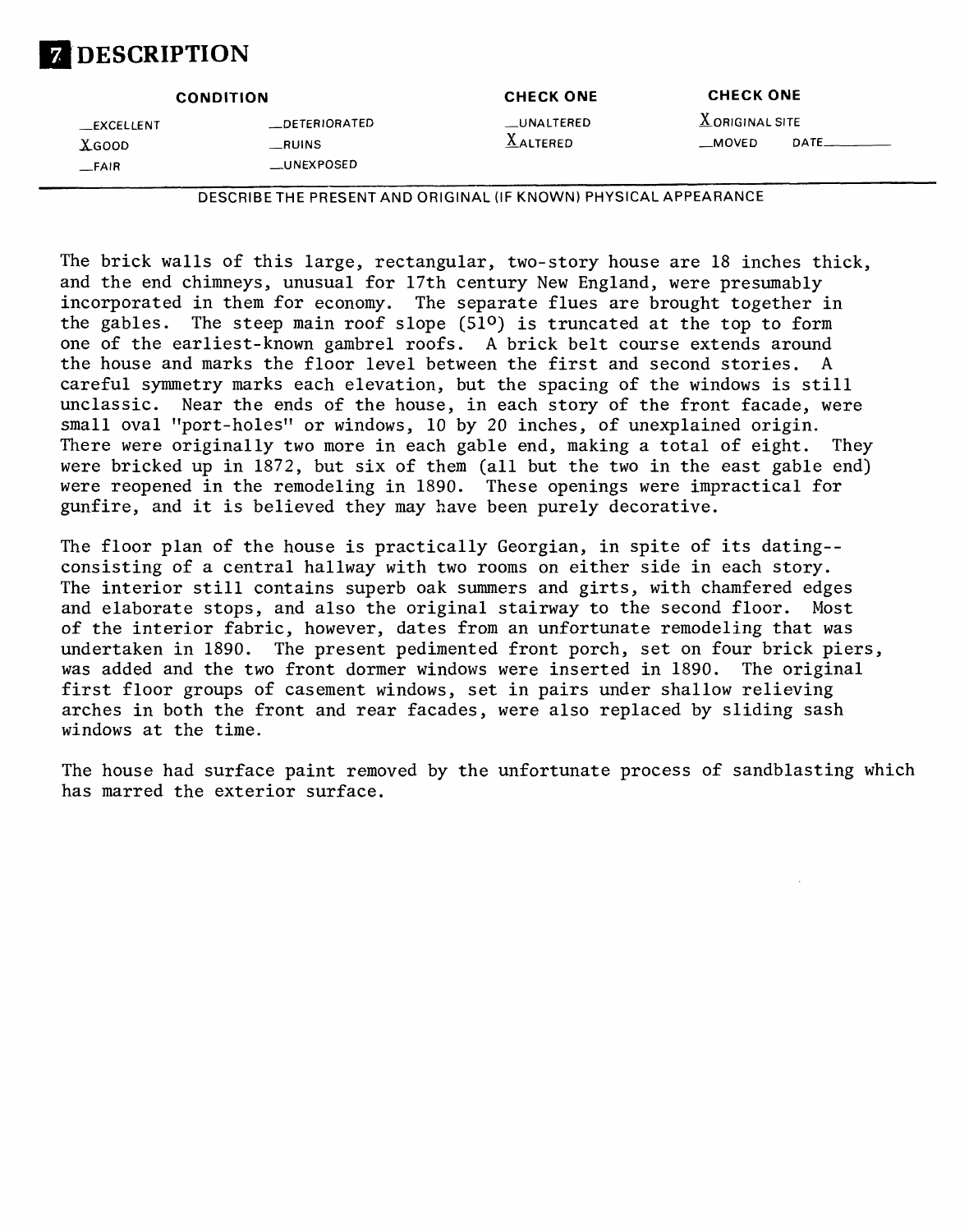# 7 DESCRIPTION

| CONDITION | | CHECK ONE | CHECK ONE |
|---|---|---|---|
| __EXCELLENT | __DETERIORATED | __UNALTERED | X ORIGINAL SITE |
| X GOOD | __RUINS | X ALTERED | __MOVED DATE______ |
| __FAIR | __UNEXPOSED | | |

DESCRIBE THE PRESENT AND ORIGINAL (IF KNOWN) PHYSICAL APPEARANCE

The brick walls of this large, rectangular, two-story house are 18 inches thick, and the end chimneys, unusual for 17th century New England, were presumably incorporated in them for economy. The separate flues are brought together in the gables. The steep main roof slope (51°) is truncated at the top to form one of the earliest-known gambrel roofs. A brick belt course extends around the house and marks the floor level between the first and second stories. A careful symmetry marks each elevation, but the spacing of the windows is still unclassic. Near the ends of the house, in each story of the front facade, were small oval "port-holes" or windows, 10 by 20 inches, of unexplained origin. There were originally two more in each gable end, making a total of eight. They were bricked up in 1872, but six of them (all but the two in the east gable end) were reopened in the remodeling in 1890. These openings were impractical for gunfire, and it is believed they may have been purely decorative.

The floor plan of the house is practically Georgian, in spite of its dating--consisting of a central hallway with two rooms on either side in each story. The interior still contains superb oak summers and girts, with chamfered edges and elaborate stops, and also the original stairway to the second floor. Most of the interior fabric, however, dates from an unfortunate remodeling that was undertaken in 1890. The present pedimented front porch, set on four brick piers, was added and the two front dormer windows were inserted in 1890. The original first floor groups of casement windows, set in pairs under shallow relieving arches in both the front and rear facades, were also replaced by sliding sash windows at the time.

The house had surface paint removed by the unfortunate process of sandblasting which has marred the exterior surface.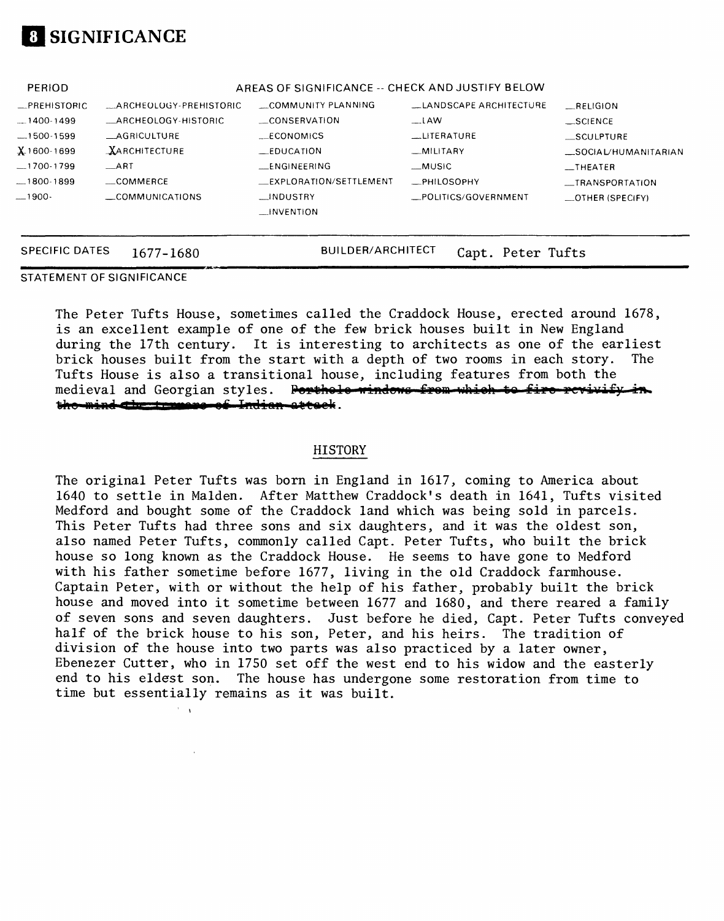# 8 SIGNIFICANCE

| PERIOD | AREAS OF SIGNIFICANCE -- CHECK AND JUSTIFY BELOW | | | |
| --- | --- | --- | --- | --- |
| _PREHISTORIC | _ARCHEOLOGY-PREHISTORIC | _COMMUNITY PLANNING | _LANDSCAPE ARCHITECTURE | _RELIGION |
| _1400-1499 | _ARCHEOLOGY-HISTORIC | _CONSERVATION | _LAW | _SCIENCE |
| _1500-1599 | _AGRICULTURE | _ECONOMICS | _LITERATURE | _SCULPTURE |
| X 1600-1699 | X ARCHITECTURE | _EDUCATION | _MILITARY | _SOCIAL/HUMANITARIAN |
| _1700-1799 | _ART | _ENGINEERING | _MUSIC | _THEATER |
| _1800-1899 | _COMMERCE | _EXPLORATION/SETTLEMENT | _PHILOSOPHY | _TRANSPORTATION |
| _1900- | _COMMUNICATIONS | _INDUSTRY | _POLITICS/GOVERNMENT | _OTHER (SPECIFY) |
| | | _INVENTION | | |

SPECIFIC DATES 1677-1680 BUILDER/ARCHITECT Capt. Peter Tufts

STATEMENT OF SIGNIFICANCE

The Peter Tufts House, sometimes called the Craddock House, erected around 1678, is an excellent example of one of the few brick houses built in New England during the 17th century. It is interesting to architects as one of the earliest brick houses built from the start with a depth of two rooms in each story. The Tufts House is also a transitional house, including features from both the medieval and Georgian styles. ~~Porthole windows from which to fire revivify in the mind the terrors of Indian attack~~.

## HISTORY

The original Peter Tufts was born in England in 1617, coming to America about 1640 to settle in Malden. After Matthew Craddock's death in 1641, Tufts visited Medford and bought some of the Craddock land which was being sold in parcels. This Peter Tufts had three sons and six daughters, and it was the oldest son, also named Peter Tufts, commonly called Capt. Peter Tufts, who built the brick house so long known as the Craddock House. He seems to have gone to Medford with his father sometime before 1677, living in the old Craddock farmhouse. Captain Peter, with or without the help of his father, probably built the brick house and moved into it sometime between 1677 and 1680, and there reared a family of seven sons and seven daughters. Just before he died, Capt. Peter Tufts conveyed half of the brick house to his son, Peter, and his heirs. The tradition of division of the house into two parts was also practiced by a later owner, Ebenezer Cutter, who in 1750 set off the west end to his widow and the easterly end to his eldest son. The house has undergone some restoration from time to time but essentially remains as it was built.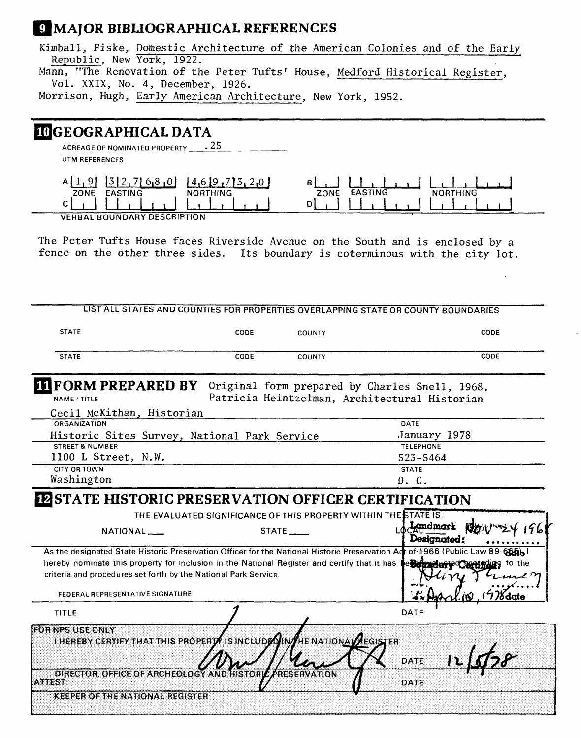## 9 MAJOR BIBLIOGRAPHICAL REFERENCES

Kimball, Fiske, Domestic Architecture of the American Colonies and of the Early Republic, New York, 1922.
Mann, "The Renovation of the Peter Tufts' House, Medford Historical Register, Vol. XXIX, No. 4, December, 1926.
Morrison, Hugh, Early American Architecture, New York, 1952.

## 10 GEOGRAPHICAL DATA

ACREAGE OF NOMINATED PROPERTY .25

UTM REFERENCES

| | ZONE | EASTING | NORTHING |
|---|---|---|---|
| A | 1 9 | 3 2 7 6 8 0 | 4 6 9 7 3 2 0 |
| B | | | |
| C | | | |
| D | | | |

VERBAL BOUNDARY DESCRIPTION

The Peter Tufts House faces Riverside Avenue on the South and is enclosed by a fence on the other three sides. Its boundary is coterminous with the city lot.

LIST ALL STATES AND COUNTIES FOR PROPERTIES OVERLAPPING STATE OR COUNTY BOUNDARIES

| STATE | CODE | COUNTY | CODE |
|---|---|---|---|
| STATE | CODE | COUNTY | CODE |

## 11 FORM PREPARED BY

NAME / TITLE

Original form prepared by Charles Snell, 1968.
Patricia Heintzelman, Architectural Historian
Cecil McKithan, Historian

ORGANIZATION: Historic Sites Survey, National Park Service
DATE: January 1978
STREET & NUMBER: 1100 L Street, N.W.
TELEPHONE: 523-5464
CITY OR TOWN: Washington
STATE: D. C.

## 12 STATE HISTORIC PRESERVATION OFFICER CERTIFICATION

THE EVALUATED SIGNIFICANCE OF THIS PROPERTY WITHIN THE STATE IS:

NATIONAL ___ STATE ___ LOCAL ___

Landmark Designated: Nov 24 1968 date

As the designated State Historic Preservation Officer for the National Historic Preservation Act of 1966 (Public Law 89-665), I hereby nominate this property for inclusion in the National Register and certify that it has been evaluated according to the criteria and procedures set forth by the National Park Service.

Boundary Certified: [signature] April 10, 1978 date

FEDERAL REPRESENTATIVE SIGNATURE

TITLE

DATE

FOR NPS USE ONLY

I HEREBY CERTIFY THAT THIS PROPERTY IS INCLUDED IN THE NATIONAL REGISTER

[signature] DATE 12/5/78

DIRECTOR, OFFICE OF ARCHEOLOGY AND HISTORIC PRESERVATION

ATTEST: DATE

KEEPER OF THE NATIONAL REGISTER